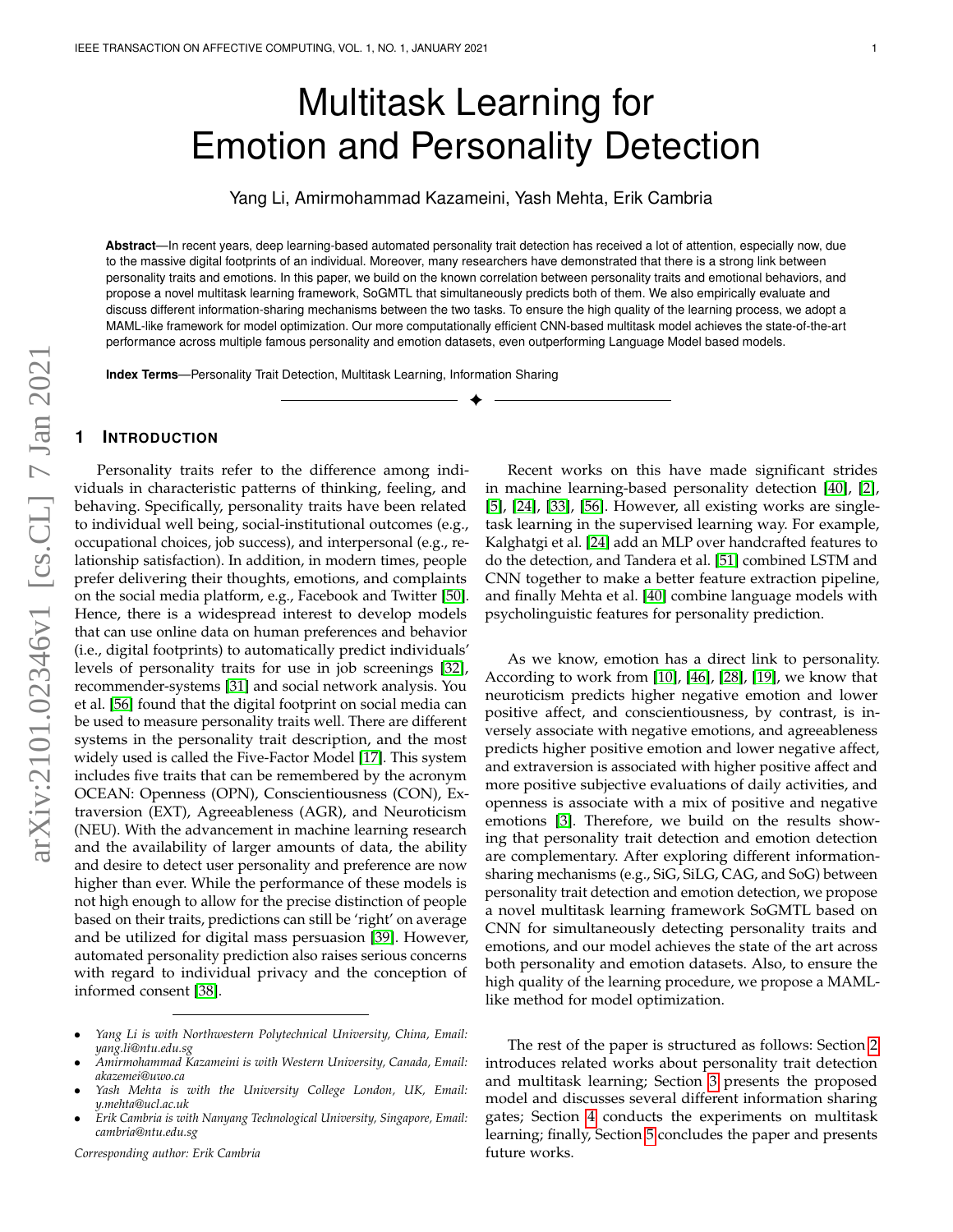# Multitask Learning for Emotion and Personality Detection

Yang Li, Amirmohammad Kazameini, Yash Mehta, Erik Cambria

**Abstract**—In recent years, deep learning-based automated personality trait detection has received a lot of attention, especially now, due to the massive digital footprints of an individual. Moreover, many researchers have demonstrated that there is a strong link between personality traits and emotions. In this paper, we build on the known correlation between personality traits and emotional behaviors, and propose a novel multitask learning framework, SoGMTL that simultaneously predicts both of them. We also empirically evaluate and discuss different information-sharing mechanisms between the two tasks. To ensure the high quality of the learning process, we adopt a MAML-like framework for model optimization. Our more computationally efficient CNN-based multitask model achieves the state-of-the-art performance across multiple famous personality and emotion datasets, even outperforming Language Model based models.

**Index Terms**—Personality Trait Detection, Multitask Learning, Information Sharing

## 1 Introduction

Personality traits refer to the difference among individuals in characteristic patterns of thinking, feeling, and behaving. Specifically, personality traits have been related to individual well being, social-institutional outcomes (e.g., occupational choices, job success), and interpersonal (e.g., relationship satisfaction). In addition, in modern times, people prefer delivering their thoughts, emotions, and complaints on the social media platform, e.g., Facebook and Twitter [50]. Hence, there is a widespread interest to develop models that can use online data on human preferences and behavior (i.e., digital footprints) to automatically predict individuals' levels of personality traits for use in job screenings [32], recommender-systems [31] and social network analysis. You et al. [56] found that the digital footprint on social media can be used to measure personality traits well. There are different systems in the personality trait description, and the most widely used is called the Five-Factor Model [17]. This system includes five traits that can be remembered by the acronym OCEAN: Openness (OPN), Conscientiousness (CON), Extraversion (EXT), Agreeableness (AGR), and Neuroticism (NEU). With the advancement in machine learning research and the availability of larger amounts of data, the ability and desire to detect user personality and preference are now higher than ever. While the performance of these models is not high enough to allow for the precise distinction of people based on their traits, predictions can still be 'right' on average and be utilized for digital mass persuasion [39]. However, automated personality prediction also raises serious concerns with regard to individual privacy and the conception of informed consent [38].

Recent works on this have made significant strides in machine learning-based personality detection [40], [2], [5], [24], [33], [56]. However, all existing works are single-task learning in the supervised learning way. For example, Kalghatgi et al. [24] add an MLP over handcrafted features to do the detection, and Tandera et al. [51] combined LSTM and CNN together to make a better feature extraction pipeline, and finally Mehta et al. [40] combine language models with psycholinguistic features for personality prediction.

As we know, emotion has a direct link to personality. According to work from [10], [46], [28], [19], we know that neuroticism predicts higher negative emotion and lower positive affect, and conscientiousness, by contrast, is inversely associate with negative emotions, and agreeableness predicts higher positive emotion and lower negative affect, and extraversion is associated with higher positive affect and more positive subjective evaluations of daily activities, and openness is associate with a mix of positive and negative emotions [3]. Therefore, we build on the results showing that personality trait detection and emotion detection are complementary. After exploring different information-sharing mechanisms (e.g., SiG, SiLG, CAG, and SoG) between personality trait detection and emotion detection, we propose a novel multitask learning framework SoGMTL based on CNN for simultaneously detecting personality traits and emotions, and our model achieves the state of the art across both personality and emotion datasets. Also, to ensure the high quality of the learning procedure, we propose a MAML-like method for model optimization.

The rest of the paper is structured as follows: Section 2 introduces related works about personality trait detection and multitask learning; Section 3 presents the proposed model and discusses several different information sharing gates; Section 4 conducts the experiments on multitask learning; finally, Section 5 concludes the paper and presents future works.

- *Yang Li is with Northwestern Polytechnical University, China, Email: yang.li@ntu.edu.sg*
- *Amirmohammad Kazameini is with Western University, Canada, Email: akazemei@uwo.ca*
- *Yash Mehta is with the University College London, UK, Email: y.mehta@ucl.ac.uk*
- *Erik Cambria is with Nanyang Technological University, Singapore, Email: cambria@ntu.edu.sg*

*Corresponding author: Erik Cambria*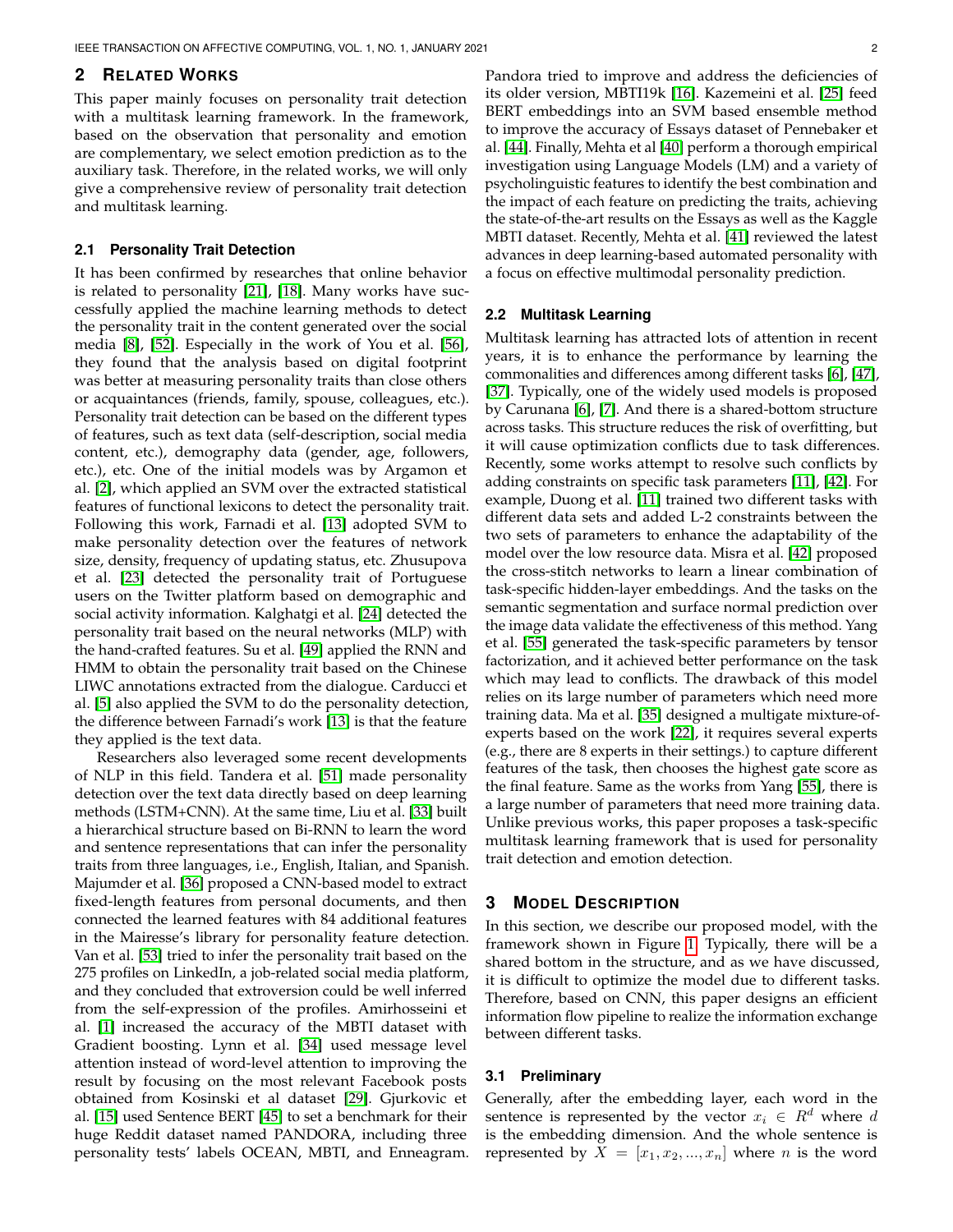## 2 Related Works

This paper mainly focuses on personality trait detection with a multitask learning framework. In the framework, based on the observation that personality and emotion are complementary, we select emotion prediction as to the auxiliary task. Therefore, in the related works, we will only give a comprehensive review of personality trait detection and multitask learning.

### 2.1 Personality Trait Detection

It has been confirmed by researches that online behavior is related to personality [21], [18]. Many works have successfully applied the machine learning methods to detect the personality trait in the content generated over the social media [8], [52]. Especially in the work of You et al. [56], they found that the analysis based on digital footprint was better at measuring personality traits than close others or acquaintances (friends, family, spouse, colleagues, etc.). Personality trait detection can be based on the different types of features, such as text data (self-description, social media content, etc.), demography data (gender, age, followers, etc.), etc. One of the initial models was by Argamon et al. [2], which applied an SVM over the extracted statistical features of functional lexicons to detect the personality trait. Following this work, Farnadi et al. [13] adopted SVM to make personality detection over the features of network size, density, frequency of updating status, etc. Zhusupova et al. [23] detected the personality trait of Portuguese users on the Twitter platform based on demographic and social activity information. Kalghatgi et al. [24] detected the personality trait based on the neural networks (MLP) with the hand-crafted features. Su et al. [49] applied the RNN and HMM to obtain the personality trait based on the Chinese LIWC annotations extracted from the dialogue. Carducci et al. [5] also applied the SVM to do the personality detection, the difference between Farnadi's work [13] is that the feature they applied is the text data.

Researchers also leveraged some recent developments of NLP in this field. Tandera et al. [51] made personality detection over the text data directly based on deep learning methods (LSTM+CNN). At the same time, Liu et al. [33] built a hierarchical structure based on Bi-RNN to learn the word and sentence representations that can infer the personality traits from three languages, i.e., English, Italian, and Spanish. Majumder et al. [36] proposed a CNN-based model to extract fixed-length features from personal documents, and then connected the learned features with 84 additional features in the Mairesse's library for personality feature detection. Van et al. [53] tried to infer the personality trait based on the 275 profiles on LinkedIn, a job-related social media platform, and they concluded that extroversion could be well inferred from the self-expression of the profiles. Amirhosseini et al. [1] increased the accuracy of the MBTI dataset with Gradient boosting. Lynn et al. [34] used message level attention instead of word-level attention to improving the result by focusing on the most relevant Facebook posts obtained from Kosinski et al dataset [29]. Gjurkovic et al. [15] used Sentence BERT [45] to set a benchmark for their huge Reddit dataset named PANDORA, including three personality tests' labels OCEAN, MBTI, and Enneagram. Pandora tried to improve and address the deficiencies of its older version, MBTI19k [16]. Kazemeini et al. [25] feed BERT embeddings into an SVM based ensemble method to improve the accuracy of Essays dataset of Pennebaker et al. [44]. Finally, Mehta et al [40] perform a thorough empirical investigation using Language Models (LM) and a variety of psycholinguistic features to identify the best combination and the impact of each feature on predicting the traits, achieving the state-of-the-art results on the Essays as well as the Kaggle MBTI dataset. Recently, Mehta et al. [41] reviewed the latest advances in deep learning-based automated personality with a focus on effective multimodal personality prediction.

### 2.2 Multitask Learning

Multitask learning has attracted lots of attention in recent years, it is to enhance the performance by learning the commonalities and differences among different tasks [6], [47], [37]. Typically, one of the widely used models is proposed by Carunana [6], [7]. And there is a shared-bottom structure across tasks. This structure reduces the risk of overfitting, but it will cause optimization conflicts due to task differences. Recently, some works attempt to resolve such conflicts by adding constraints on specific task parameters [11], [42]. For example, Duong et al. [11] trained two different tasks with different data sets and added L-2 constraints between the two sets of parameters to enhance the adaptability of the model over the low resource data. Misra et al. [42] proposed the cross-stitch networks to learn a linear combination of task-specific hidden-layer embeddings. And the tasks on the semantic segmentation and surface normal prediction over the image data validate the effectiveness of this method. Yang et al. [55] generated the task-specific parameters by tensor factorization, and it achieved better performance on the task which may lead to conflicts. The drawback of this model relies on its large number of parameters which need more training data. Ma et al. [35] designed a multigate mixture-of-experts based on the work [22], it requires several experts (e.g., there are 8 experts in their settings.) to capture different features of the task, then chooses the highest gate score as the final feature. Same as the works from Yang [55], there is a large number of parameters that need more training data. Unlike previous works, this paper proposes a task-specific multitask learning framework that is used for personality trait detection and emotion detection.

## 3 Model Description

In this section, we describe our proposed model, with the framework shown in Figure 1. Typically, there will be a shared bottom in the structure, and as we have discussed, it is difficult to optimize the model due to different tasks. Therefore, based on CNN, this paper designs an efficient information flow pipeline to realize the information exchange between different tasks.

### 3.1 Preliminary

Generally, after the embedding layer, each word in the sentence is represented by the vector $x_i \in R^d$ where $d$ is the embedding dimension. And the whole sentence is represented by $X = [x_1, x_2, ..., x_n]$ where $n$ is the word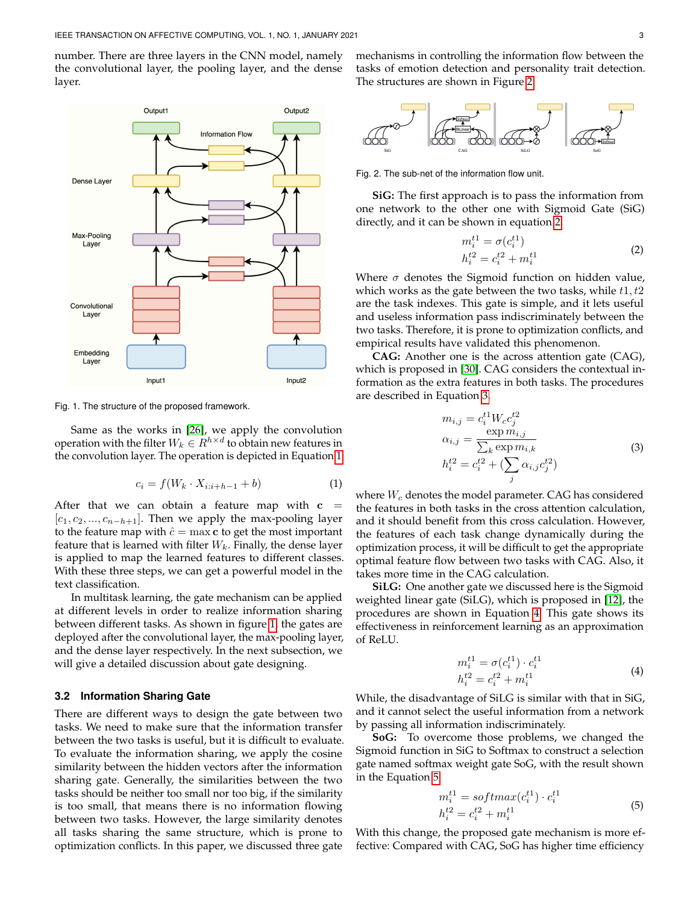number. There are three layers in the CNN model, namely the convolutional layer, the pooling layer, and the dense layer.

Fig. 1. The structure of the proposed framework.

Same as the works in [26], we apply the convolution operation with the filter $W_k \in R^{h \times d}$ to obtain new features in the convolution layer. The operation is depicted in Equation 1.

$$c_i = f(W_k \cdot X_{i:i+h-1} + b) \tag{1}$$

After that we can obtain a feature map with $\mathbf{c} = [c_1, c_2, ..., c_{n-h+1}]$. Then we apply the max-pooling layer to the feature map with $\hat{c} = \max \mathbf{c}$ to get the most important feature that is learned with filter $W_k$. Finally, the dense layer is applied to map the learned features to different classes. With these three steps, we can get a powerful model in the text classification.

In multitask learning, the gate mechanism can be applied at different levels in order to realize information sharing between different tasks. As shown in figure 1, the gates are deployed after the convolutional layer, the max-pooling layer, and the dense layer respectively. In the next subsection, we will give a detailed discussion about gate designing.

### 3.2 Information Sharing Gate

There are different ways to design the gate between two tasks. We need to make sure that the information transfer between the two tasks is useful, but it is difficult to evaluate. To evaluate the information sharing, we apply the cosine similarity between the hidden vectors after the information sharing gate. Generally, the similarities between the two tasks should be neither too small nor too big, if the similarity is too small, that means there is no information flowing between two tasks. However, the large similarity denotes all tasks sharing the same structure, which is prone to optimization conflicts. In this paper, we discussed three gate mechanisms in controlling the information flow between the tasks of emotion detection and personality trait detection. The structures are shown in Figure 2.

Fig. 2. The sub-net of the information flow unit.

**SiG:** The first approach is to pass the information from one network to the other one with Sigmoid Gate (SiG) directly, and it can be shown in equation 2.

$$\begin{aligned} m_i^{t1} &= \sigma(c_i^{t1}) \\ h_i^{t2} &= c_i^{t2} + m_i^{t1} \end{aligned} \tag{2}$$

Where $\sigma$ denotes the Sigmoid function on hidden value, which works as the gate between the two tasks, while $t1, t2$ are the task indexes. This gate is simple, and it lets useful and useless information pass indiscriminately between the two tasks. Therefore, it is prone to optimization conflicts, and empirical results have validated this phenomenon.

**CAG:** Another one is the across attention gate (CAG), which is proposed in [30]. CAG considers the contextual information as the extra features in both tasks. The procedures are described in Equation 3.

$$\begin{aligned} m_{i,j} &= c_i^{t1} W_c c_j^{t2} \\ \alpha_{i,j} &= \frac{\exp m_{i,j}}{\sum_k \exp m_{i,k}} \\ h_i^{t2} &= c_i^{t2} + (\sum_j \alpha_{i,j} c_j^{t2}) \end{aligned} \tag{3}$$

where $W_c$ denotes the model parameter. CAG has considered the features in both tasks in the cross attention calculation, and it should benefit from this cross calculation. However, the features of each task change dynamically during the optimization process, it will be difficult to get the appropriate optimal feature flow between two tasks with CAG. Also, it takes more time in the CAG calculation.

**SiLG:** One another gate we discussed here is the Sigmoid weighted linear gate (SiLG), which is proposed in [12], the procedures are shown in Equation 4. This gate shows its effectiveness in reinforcement learning as an approximation of ReLU.

$$\begin{aligned} m_i^{t1} &= \sigma(c_i^{t1}) \cdot c_i^{t1} \\ h_i^{t2} &= c_i^{t2} + m_i^{t1} \end{aligned} \tag{4}$$

While, the disadvantage of SiLG is similar with that in SiG, and it cannot select the useful information from a network by passing all information indiscriminately.

**SoG:** To overcome those problems, we changed the Sigmoid function in SiG to Softmax to construct a selection gate named softmax weight gate SoG, with the result shown in the Equation 5.

$$\begin{aligned} m_i^{t1} &= softmax(c_i^{t1}) \cdot c_i^{t1} \\ h_i^{t2} &= c_i^{t2} + m_i^{t1} \end{aligned} \tag{5}$$

With this change, the proposed gate mechanism is more effective: Compared with CAG, SoG has higher time efficiency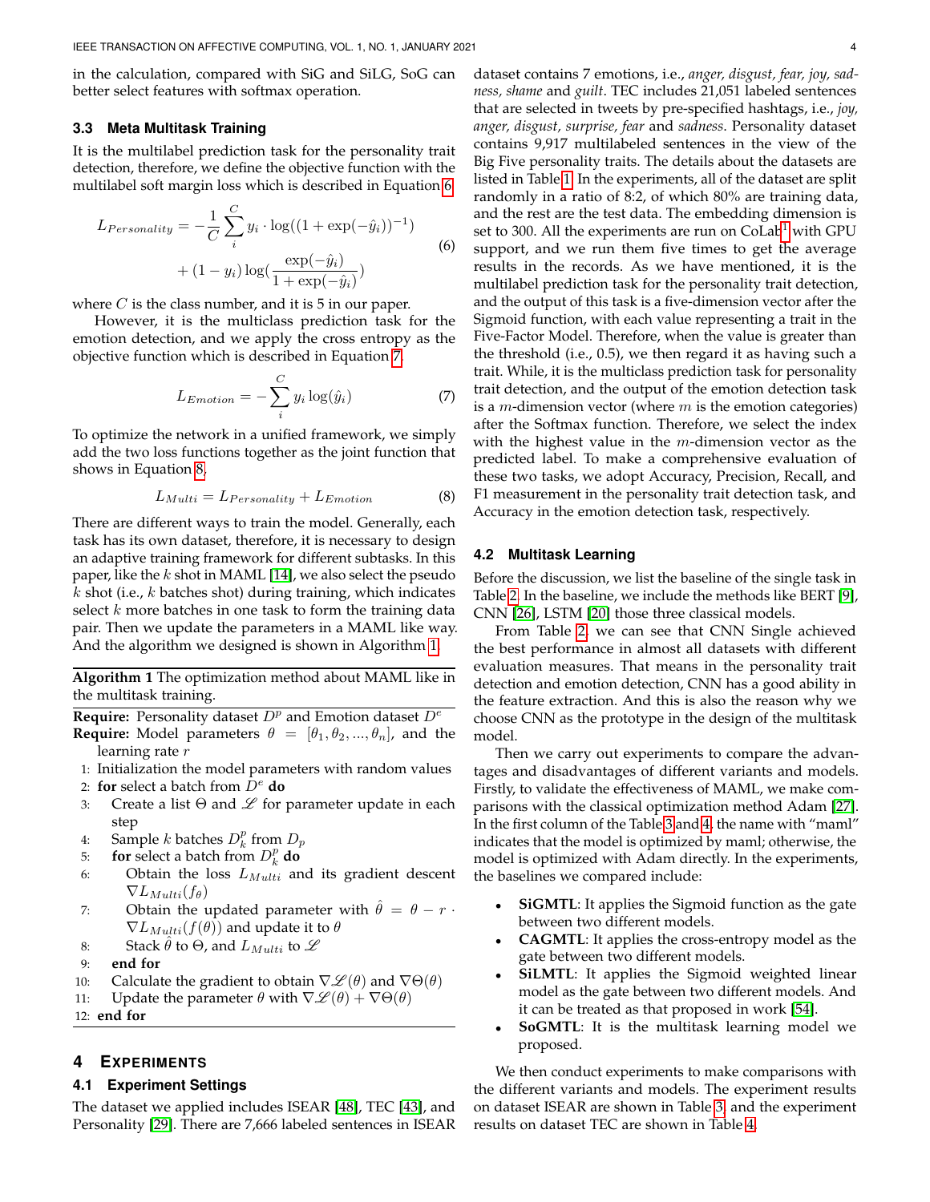in the calculation, compared with SiG and SiLG, SoG can better select features with softmax operation.

### 3.3 Meta Multitask Training

It is the multilabel prediction task for the personality trait detection, therefore, we define the objective function with the multilabel soft margin loss which is described in Equation 6.

$$L_{Personality} = -\frac{1}{C}\sum_{i}^{C} y_i \cdot \log((1+\exp(-\hat{y}_i))^{-1}) + (1-y_i)\log(\frac{\exp(-\hat{y}_i)}{1+\exp(-\hat{y}_i)}) \tag{6}$$

where $C$ is the class number, and it is 5 in our paper.

However, it is the multiclass prediction task for the emotion detection, and we apply the cross entropy as the objective function which is described in Equation 7.

$$L_{Emotion} = -\sum_{i}^{C} y_i \log(\hat{y}_i) \tag{7}$$

To optimize the network in a unified framework, we simply add the two loss functions together as the joint function that shows in Equation 8.

$$L_{Multi} = L_{Personality} + L_{Emotion} \tag{8}$$

There are different ways to train the model. Generally, each task has its own dataset, therefore, it is necessary to design an adaptive training framework for different subtasks. In this paper, like the $k$ shot in MAML [14], we also select the pseudo $k$ shot (i.e., $k$ batches shot) during training, which indicates select $k$ more batches in one task to form the training data pair. Then we update the parameters in a MAML like way. And the algorithm we designed is shown in Algorithm 1.

---

**Algorithm 1** The optimization method about MAML like in the multitask training.

**Require:** Personality dataset $D^p$ and Emotion dataset $D^e$
**Require:** Model parameters $\theta = [\theta_1, \theta_2, ..., \theta_n]$, and the learning rate $r$

1: Initialization the model parameters with random values
2: **for** select a batch from $D^e$ **do**
3: Create a list $\Theta$ and $\mathscr{L}$ for parameter update in each step
4: Sample $k$ batches $D_k^p$ from $D_p$
5: **for** select a batch from $D_k^p$ **do**
6: Obtain the loss $L_{Multi}$ and its gradient descent $\nabla L_{Multi}(f_\theta)$
7: Obtain the updated parameter with $\hat{\theta} = \theta - r \cdot \nabla L_{Multi}(f(\theta))$ and update it to $\theta$
8: Stack $\hat{\theta}$ to $\Theta$, and $L_{Multi}$ to $\mathscr{L}$
9: **end for**
10: Calculate the gradient to obtain $\nabla\mathscr{L}(\theta)$ and $\nabla\Theta(\theta)$
11: Update the parameter $\theta$ with $\nabla\mathscr{L}(\theta) + \nabla\Theta(\theta)$
12: **end for**

---

## 4 Experiments

### 4.1 Experiment Settings

The dataset we applied includes ISEAR [48], TEC [43], and Personality [29]. There are 7,666 labeled sentences in ISEAR dataset contains 7 emotions, i.e., *anger, disgust, fear, joy, sadness, shame* and *guilt*. TEC includes 21,051 labeled sentences that are selected in tweets by pre-specified hashtags, i.e., *joy, anger, disgust, surprise, fear* and *sadness*. Personality dataset contains 9,917 multilabeled sentences in the view of the Big Five personality traits. The details about the datasets are listed in Table 1. In the experiments, all of the dataset are split randomly in a ratio of 8:2, of which 80% are training data, and the rest are the test data. The embedding dimension is set to 300. All the experiments are run on CoLab[1] with GPU support, and we run them five times to get the average results in the records. As we have mentioned, it is the multilabel prediction task for the personality trait detection, and the output of this task is a five-dimension vector after the Sigmoid function, with each value representing a trait in the Five-Factor Model. Therefore, when the value is greater than the threshold (i.e., 0.5), we then regard it as having such a trait. While, it is the multiclass prediction task for personality trait detection, and the output of the emotion detection task is a $m$-dimension vector (where $m$ is the emotion categories) after the Softmax function. Therefore, we select the index with the highest value in the $m$-dimension vector as the predicted label. To make a comprehensive evaluation of these two tasks, we adopt Accuracy, Precision, Recall, and F1 measurement in the personality trait detection task, and Accuracy in the emotion detection task, respectively.

### 4.2 Multitask Learning

Before the discussion, we list the baseline of the single task in Table 2. In the baseline, we include the methods like BERT [9], CNN [26], LSTM [20] those three classical models.

From Table 2, we can see that CNN Single achieved the best performance in almost all datasets with different evaluation measures. That means in the personality trait detection and emotion detection, CNN has a good ability in the feature extraction. And this is also the reason why we choose CNN as the prototype in the design of the multitask model.

Then we carry out experiments to compare the advantages and disadvantages of different variants and models. Firstly, to validate the effectiveness of MAML, we make comparisons with the classical optimization method Adam [27]. In the first column of the Table 3 and 4, the name with "maml" indicates that the model is optimized by maml; otherwise, the model is optimized with Adam directly. In the experiments, the baselines we compared include:

- **SiGMTL**: It applies the Sigmoid function as the gate between two different models.
- **CAGMTL**: It applies the cross-entropy model as the gate between two different models.
- **SiLMTL**: It applies the Sigmoid weighted linear model as the gate between two different models. And it can be treated as that proposed in work [54].
- **SoGMTL**: It is the multitask learning model we proposed.

We then conduct experiments to make comparisons with the different variants and models. The experiment results on dataset ISEAR are shown in Table 3 and the experiment results on dataset TEC are shown in Table 4.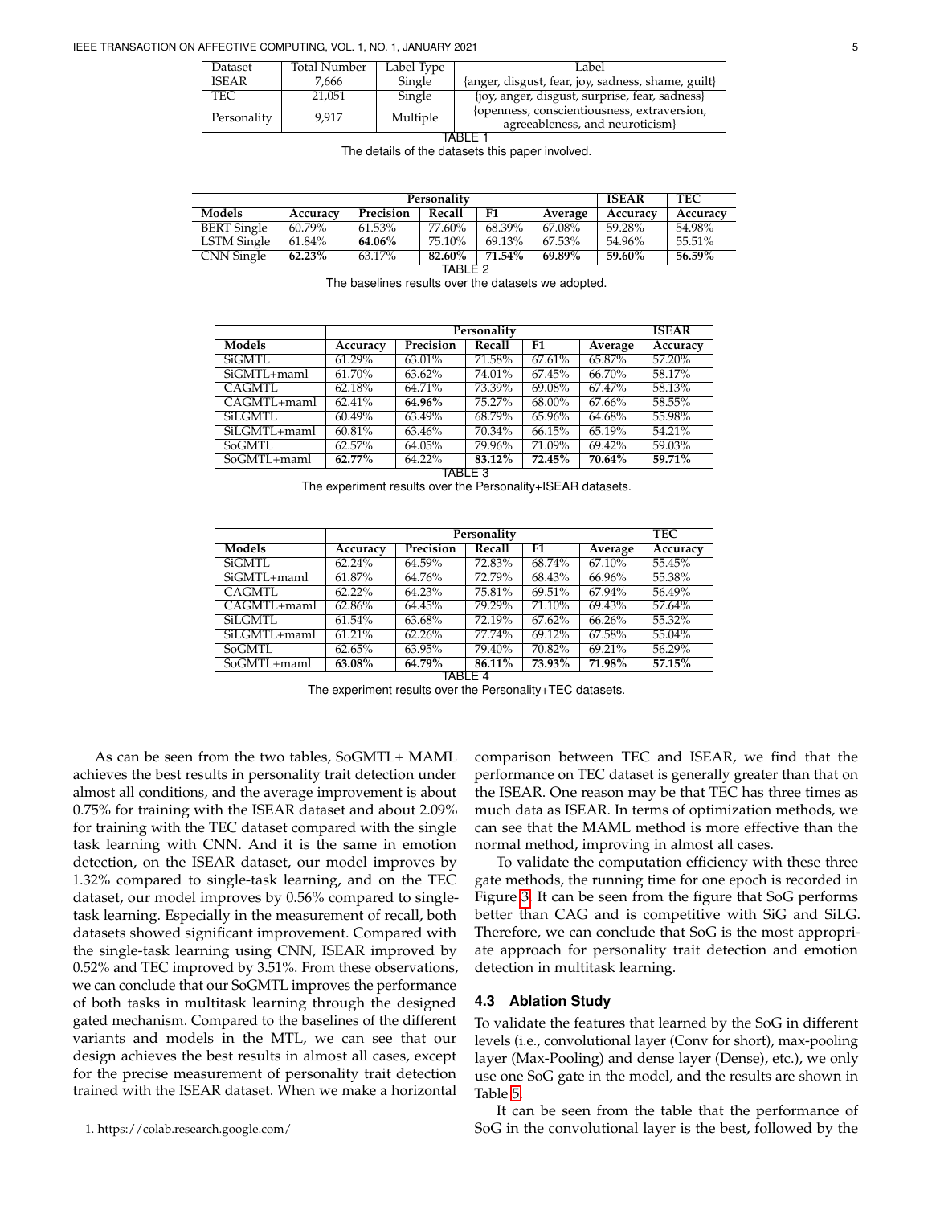| Dataset | Total Number | Label Type | Label |
|---|---|---|---|
| ISEAR | 7,666 | Single | {anger, disgust, fear, joy, sadness, shame, guilt} |
| TEC | 21,051 | Single | {joy, anger, disgust, surprise, fear, sadness} |
| Personality | 9,917 | Multiple | {openness, conscientiousness, extraversion, agreeableness, and neuroticism} |

TABLE 1
The details of the datasets this paper involved.

| | Personality | | | | | ISEAR | TEC |
|---|---|---|---|---|---|---|---|
| **Models** | **Accuracy** | **Precision** | **Recall** | **F1** | **Average** | **Accuracy** | **Accuracy** |
| BERT Single | 60.79% | 61.53% | 77.60% | 68.39% | 67.08% | 59.28% | 54.98% |
| LSTM Single | 61.84% | **64.06%** | 75.10% | 69.13% | 67.53% | 54.96% | 55.51% |
| CNN Single | **62.23%** | 63.17% | **82.60%** | **71.54%** | **69.89%** | **59.60%** | **56.59%** |

TABLE 2
The baselines results over the datasets we adopted.

| | Personality | | | | | ISEAR |
|---|---|---|---|---|---|---|
| **Models** | **Accuracy** | **Precision** | **Recall** | **F1** | **Average** | **Accuracy** |
| SiGMTL | 61.29% | 63.01% | 71.58% | 67.61% | 65.87% | 57.20% |
| SiGMTL+maml | 61.70% | 63.62% | 74.01% | 67.45% | 66.70% | 58.17% |
| CAGMTL | 62.18% | 64.71% | 73.39% | 69.08% | 67.47% | 58.13% |
| CAGMTL+maml | 62.41% | **64.96%** | 75.27% | 68.00% | 67.66% | 58.55% |
| SiLGMTL | 60.49% | 63.49% | 68.79% | 65.96% | 64.68% | 55.98% |
| SiLGMTL+maml | 60.81% | 63.46% | 70.34% | 66.15% | 65.19% | 54.21% |
| SoGMTL | 62.57% | 64.05% | 79.96% | 71.09% | 69.42% | 59.03% |
| SoGMTL+maml | **62.77%** | 64.22% | **83.12%** | **72.45%** | **70.64%** | **59.71%** |

TABLE 3
The experiment results over the Personality+ISEAR datasets.

| | Personality | | | | | TEC |
|---|---|---|---|---|---|---|
| **Models** | **Accuracy** | **Precision** | **Recall** | **F1** | **Average** | **Accuracy** |
| SiGMTL | 62.24% | 64.59% | 72.83% | 68.74% | 67.10% | 55.45% |
| SiGMTL+maml | 61.87% | 64.76% | 72.79% | 68.43% | 66.96% | 55.38% |
| CAGMTL | 62.22% | 64.23% | 75.81% | 69.51% | 67.94% | 56.49% |
| CAGMTL+maml | 62.86% | 64.45% | 79.29% | 71.10% | 69.43% | 57.64% |
| SiLGMTL | 61.54% | 63.68% | 72.19% | 67.62% | 66.26% | 55.32% |
| SiLGMTL+maml | 61.21% | 62.26% | 77.74% | 69.12% | 67.58% | 55.04% |
| SoGMTL | 62.65% | 63.95% | 79.40% | 70.82% | 69.21% | 56.29% |
| SoGMTL+maml | **63.08%** | **64.79%** | **86.11%** | **73.93%** | **71.98%** | **57.15%** |

TABLE 4
The experiment results over the Personality+TEC datasets.

As can be seen from the two tables, SoGMTL+ MAML achieves the best results in personality trait detection under almost all conditions, and the average improvement is about 0.75% for training with the ISEAR dataset and about 2.09% for training with the TEC dataset compared with the single task learning with CNN. And it is the same in emotion detection, on the ISEAR dataset, our model improves by 1.32% compared to single-task learning, and on the TEC dataset, our model improves by 0.56% compared to single-task learning. Especially in the measurement of recall, both datasets showed significant improvement. Compared with the single-task learning using CNN, ISEAR improved by 0.52% and TEC improved by 3.51%. From these observations, we can conclude that our SoGMTL improves the performance of both tasks in multitask learning through the designed gated mechanism. Compared to the baselines of the different variants and models in the MTL, we can see that our design achieves the best results in almost all cases, except for the precise measurement of personality trait detection trained with the ISEAR dataset. When we make a horizontal comparison between TEC and ISEAR, we find that the performance on TEC dataset is generally greater than that on the ISEAR. One reason may be that TEC has three times as much data as ISEAR. In terms of optimization methods, we can see that the MAML method is more effective than the normal method, improving in almost all cases.

To validate the computation efficiency with these three gate methods, the running time for one epoch is recorded in Figure 3. It can be seen from the figure that SoG performs better than CAG and is competitive with SiG and SiLG. Therefore, we can conclude that SoG is the most appropriate approach for personality trait detection and emotion detection in multitask learning.

### 4.3 Ablation Study

To validate the features that learned by the SoG in different levels (i.e., convolutional layer (Conv for short), max-pooling layer (Max-Pooling) and dense layer (Dense), etc.), we only use one SoG gate in the model, and the results are shown in Table 5.

It can be seen from the table that the performance of SoG in the convolutional layer is the best, followed by the

1. https://colab.research.google.com/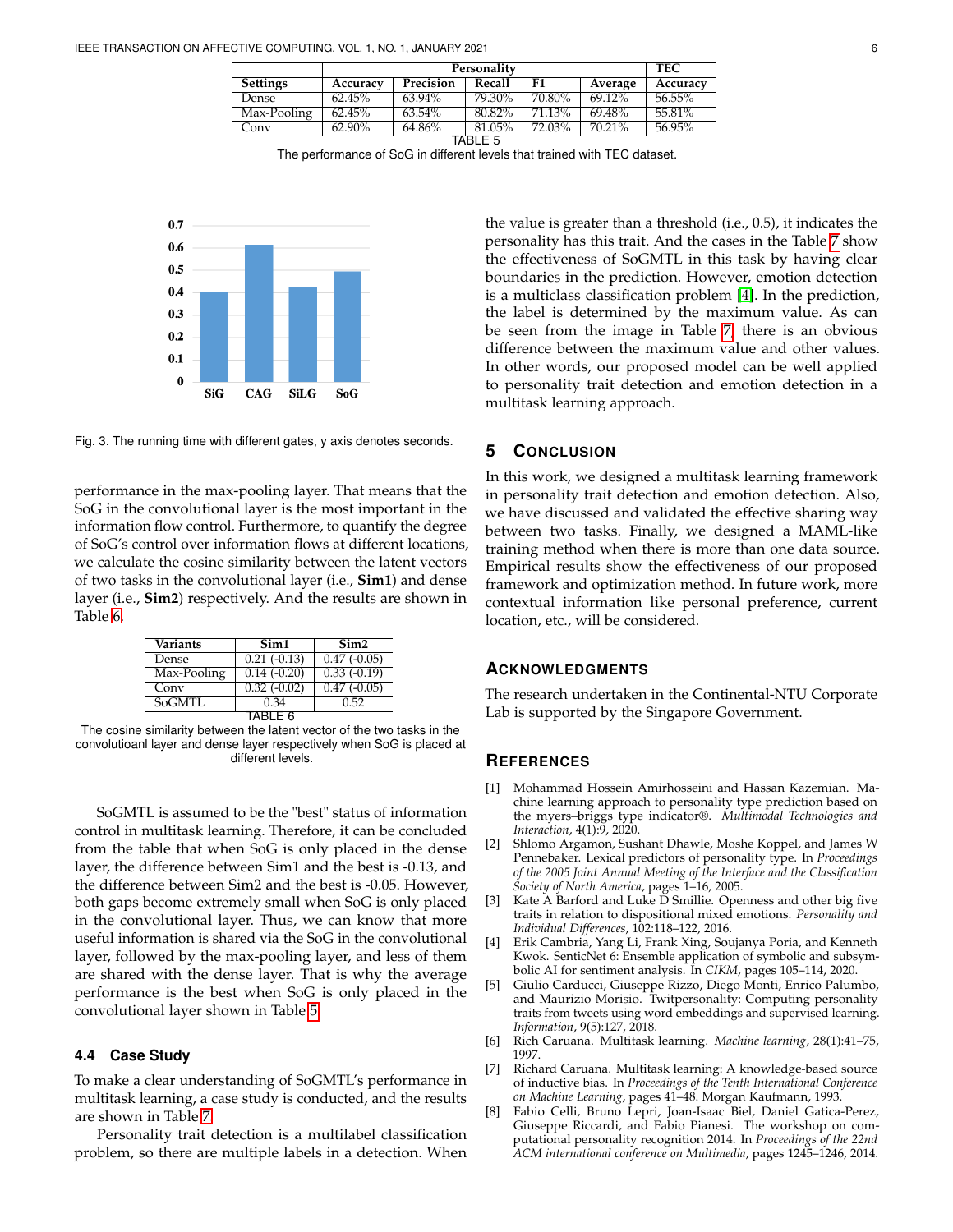| Settings | Personality | | | | | TEC |
|---|---|---|---|---|---|---|
| | Accuracy | Precision | Recall | F1 | Average | Accuracy |
| Dense | 62.45% | 63.94% | 79.30% | 70.80% | 69.12% | 56.55% |
| Max-Pooling | 62.45% | 63.54% | 80.82% | 71.13% | 69.48% | 55.81% |
| Conv | 62.90% | 64.86% | 81.05% | 72.03% | 70.21% | 56.95% |

TABLE 5
The performance of SoG in different levels that trained with TEC dataset.

Fig. 3. The running time with different gates, y axis denotes seconds.

performance in the max-pooling layer. That means that the SoG in the convolutional layer is the most important in the information flow control. Furthermore, to quantify the degree of SoG's control over information flows at different locations, we calculate the cosine similarity between the latent vectors of two tasks in the convolutional layer (i.e., **Sim1**) and dense layer (i.e., **Sim2**) respectively. And the results are shown in Table 6.

| Variants | Sim1 | Sim2 |
|---|---|---|
| Dense | 0.21 (-0.13) | 0.47 (-0.05) |
| Max-Pooling | 0.14 (-0.20) | 0.33 (-0.19) |
| Conv | 0.32 (-0.02) | 0.47 (-0.05) |
| SoGMTL | 0.34 | 0.52 |

TABLE 6
The cosine similarity between the latent vector of the two tasks in the convolutioanl layer and dense layer respectively when SoG is placed at different levels.

SoGMTL is assumed to be the "best" status of information control in multitask learning. Therefore, it can be concluded from the table that when SoG is only placed in the dense layer, the difference between Sim1 and the best is -0.13, and the difference between Sim2 and the best is -0.05. However, both gaps become extremely small when SoG is only placed in the convolutional layer. Thus, we can know that more useful information is shared via the SoG in the convolutional layer, followed by the max-pooling layer, and less of them are shared with the dense layer. That is why the average performance is the best when SoG is only placed in the convolutional layer shown in Table 5.

### 4.4 Case Study

To make a clear understanding of SoGMTL's performance in multitask learning, a case study is conducted, and the results are shown in Table 7.

Personality trait detection is a multilabel classification problem, so there are multiple labels in a detection. When the value is greater than a threshold (i.e., 0.5), it indicates the personality has this trait. And the cases in the Table 7 show the effectiveness of SoGMTL in this task by having clear boundaries in the prediction. However, emotion detection is a multiclass classification problem [4]. In the prediction, the label is determined by the maximum value. As can be seen from the image in Table 7, there is an obvious difference between the maximum value and other values. In other words, our proposed model can be well applied to personality trait detection and emotion detection in a multitask learning approach.

## 5 Conclusion

In this work, we designed a multitask learning framework in personality trait detection and emotion detection. Also, we have discussed and validated the effective sharing way between two tasks. Finally, we designed a MAML-like training method when there is more than one data source. Empirical results show the effectiveness of our proposed framework and optimization method. In future work, more contextual information like personal preference, current location, etc., will be considered.

## Acknowledgments

The research undertaken in the Continental-NTU Corporate Lab is supported by the Singapore Government.

## References

[1] Mohammad Hossein Amirhosseini and Hassan Kazemian. Machine learning approach to personality type prediction based on the myers–briggs type indicator®. *Multimodal Technologies and Interaction*, 4(1):9, 2020.

[2] Shlomo Argamon, Sushant Dhawle, Moshe Koppel, and James W Pennebaker. Lexical predictors of personality type. In *Proceedings of the 2005 Joint Annual Meeting of the Interface and the Classification Society of North America*, pages 1–16, 2005.

[3] Kate A Barford and Luke D Smillie. Openness and other big five traits in relation to dispositional mixed emotions. *Personality and Individual Differences*, 102:118–122, 2016.

[4] Erik Cambria, Yang Li, Frank Xing, Soujanya Poria, and Kenneth Kwok. SenticNet 6: Ensemble application of symbolic and subsymbolic AI for sentiment analysis. In *CIKM*, pages 105–114, 2020.

[5] Giulio Carducci, Giuseppe Rizzo, Diego Monti, Enrico Palumbo, and Maurizio Morisio. Twitpersonality: Computing personality traits from tweets using word embeddings and supervised learning. *Information*, 9(5):127, 2018.

[6] Rich Caruana. Multitask learning. *Machine learning*, 28(1):41–75, 1997.

[7] Richard Caruana. Multitask learning: A knowledge-based source of inductive bias. In *Proceedings of the Tenth International Conference on Machine Learning*, pages 41–48. Morgan Kaufmann, 1993.

[8] Fabio Celli, Bruno Lepri, Joan-Isaac Biel, Daniel Gatica-Perez, Giuseppe Riccardi, and Fabio Pianesi. The workshop on computational personality recognition 2014. In *Proceedings of the 22nd ACM international conference on Multimedia*, pages 1245–1246, 2014.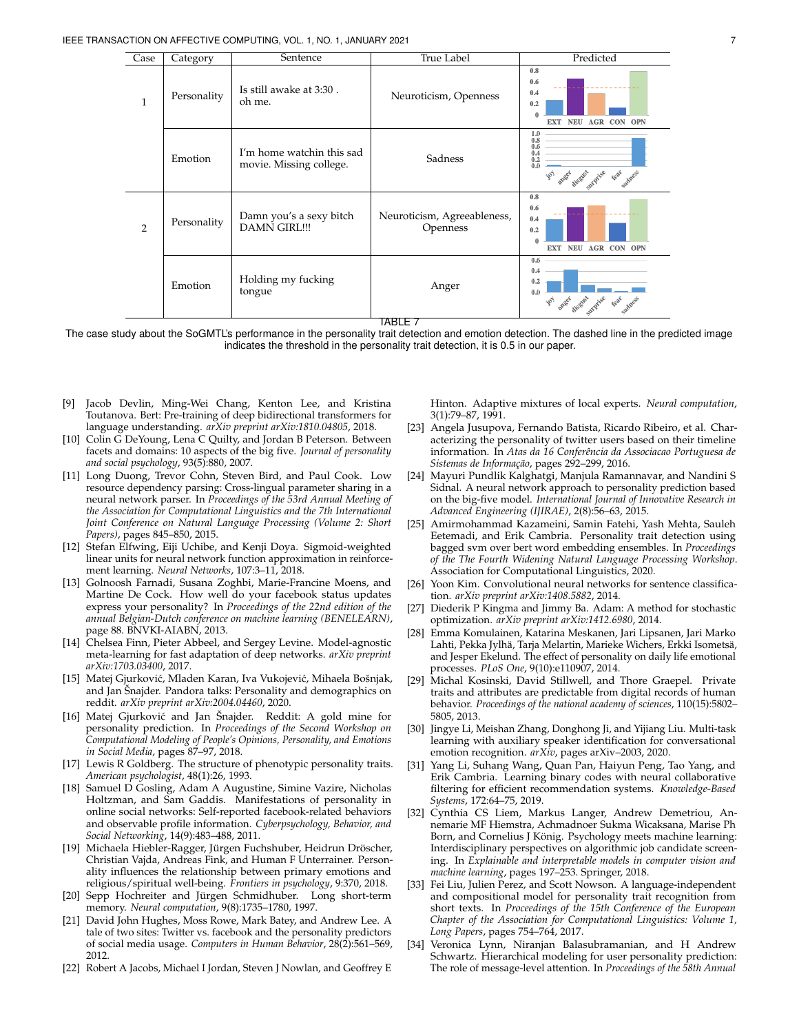| Case | Category | Sentence | True Label | Predicted |
|---|---|---|---|---|
| 1 | Personality | Is still awake at 3:30 . oh me. | Neuroticism, Openness | |
| | Emotion | I'm home watchin this sad movie. Missing college. | Sadness | |
| 2 | Personality | Damn you's a sexy bitch DAMN GIRL!!! | Neuroticism, Agreeableness, Openness | |
| | Emotion | Holding my fucking tongue | Anger | |

TABLE 7
The case study about the SoGMTL's performance in the personality trait detection and emotion detection. The dashed line in the predicted image indicates the threshold in the personality trait detection, it is 0.5 in our paper.

[9] Jacob Devlin, Ming-Wei Chang, Kenton Lee, and Kristina Toutanova. Bert: Pre-training of deep bidirectional transformers for language understanding. *arXiv preprint arXiv:1810.04805*, 2018.

[10] Colin G DeYoung, Lena C Quilty, and Jordan B Peterson. Between facets and domains: 10 aspects of the big five. *Journal of personality and social psychology*, 93(5):880, 2007.

[11] Long Duong, Trevor Cohn, Steven Bird, and Paul Cook. Low resource dependency parsing: Cross-lingual parameter sharing in a neural network parser. In *Proceedings of the 53rd Annual Meeting of the Association for Computational Linguistics and the 7th International Joint Conference on Natural Language Processing (Volume 2: Short Papers)*, pages 845–850, 2015.

[12] Stefan Elfwing, Eiji Uchibe, and Kenji Doya. Sigmoid-weighted linear units for neural network function approximation in reinforcement learning. *Neural Networks*, 107:3–11, 2018.

[13] Golnoosh Farnadi, Susana Zoghbi, Marie-Francine Moens, and Martine De Cock. How well do your facebook status updates express your personality? In *Proceedings of the 22nd edition of the annual Belgian-Dutch conference on machine learning (BENELEARN)*, page 88. BNVKI-AIABN, 2013.

[14] Chelsea Finn, Pieter Abbeel, and Sergey Levine. Model-agnostic meta-learning for fast adaptation of deep networks. *arXiv preprint arXiv:1703.03400*, 2017.

[15] Matej Gjurković, Mladen Karan, Iva Vukojević, Mihaela Bošnjak, and Jan Šnajder. Pandora talks: Personality and demographics on reddit. *arXiv preprint arXiv:2004.04460*, 2020.

[16] Matej Gjurković and Jan Šnajder. Reddit: A gold mine for personality prediction. In *Proceedings of the Second Workshop on Computational Modeling of People's Opinions, Personality, and Emotions in Social Media*, pages 87–97, 2018.

[17] Lewis R Goldberg. The structure of phenotypic personality traits. *American psychologist*, 48(1):26, 1993.

[18] Samuel D Gosling, Adam A Augustine, Simine Vazire, Nicholas Holtzman, and Sam Gaddis. Manifestations of personality in online social networks: Self-reported facebook-related behaviors and observable profile information. *Cyberpsychology, Behavior, and Social Networking*, 14(9):483–488, 2011.

[19] Michaela Hiebler-Ragger, Jürgen Fuchshuber, Heidrun Dröscher, Christian Vajda, Andreas Fink, and Human F Unterrainer. Personality influences the relationship between primary emotions and religious/spiritual well-being. *Frontiers in psychology*, 9:370, 2018.

[20] Sepp Hochreiter and Jürgen Schmidhuber. Long short-term memory. *Neural computation*, 9(8):1735–1780, 1997.

[21] David John Hughes, Moss Rowe, Mark Batey, and Andrew Lee. A tale of two sites: Twitter vs. facebook and the personality predictors of social media usage. *Computers in Human Behavior*, 28(2):561–569, 2012.

[22] Robert A Jacobs, Michael I Jordan, Steven J Nowlan, and Geoffrey E Hinton. Adaptive mixtures of local experts. *Neural computation*, 3(1):79–87, 1991.

[23] Angela Jusupova, Fernando Batista, Ricardo Ribeiro, et al. Characterizing the personality of twitter users based on their timeline information. In *Atas da 16 Conferência da Associacao Portuguesa de Sistemas de Informação*, pages 292–299, 2016.

[24] Mayuri Pundlik Kalghatgi, Manjula Ramannavar, and Nandini S Sidnal. A neural network approach to personality prediction based on the big-five model. *International Journal of Innovative Research in Advanced Engineering (IJIRAE)*, 2(8):56–63, 2015.

[25] Amirmohammad Kazameini, Samin Fatehi, Yash Mehta, Sauleh Eetemadi, and Erik Cambria. Personality trait detection using bagged svm over bert word embedding ensembles. In *Proceedings of the The Fourth Widening Natural Language Processing Workshop*. Association for Computational Linguistics, 2020.

[26] Yoon Kim. Convolutional neural networks for sentence classification. *arXiv preprint arXiv:1408.5882*, 2014.

[27] Diederik P Kingma and Jimmy Ba. Adam: A method for stochastic optimization. *arXiv preprint arXiv:1412.6980*, 2014.

[28] Emma Komulainen, Katarina Meskanen, Jari Lipsanen, Jari Marko Lahti, Pekka Jylhä, Tarja Melartin, Marieke Wichers, Erkki Isometsä, and Jesper Ekelund. The effect of personality on daily life emotional processes. *PLoS One*, 9(10):e110907, 2014.

[29] Michal Kosinski, David Stillwell, and Thore Graepel. Private traits and attributes are predictable from digital records of human behavior. *Proceedings of the national academy of sciences*, 110(15):5802–5805, 2013.

[30] Jingye Li, Meishan Zhang, Donghong Ji, and Yijiang Liu. Multi-task learning with auxiliary speaker identification for conversational emotion recognition. *arXiv*, pages arXiv–2003, 2020.

[31] Yang Li, Suhang Wang, Quan Pan, Haiyun Peng, Tao Yang, and Erik Cambria. Learning binary codes with neural collaborative filtering for efficient recommendation systems. *Knowledge-Based Systems*, 172:64–75, 2019.

[32] Cynthia CS Liem, Markus Langer, Andrew Demetriou, Annemarie MF Hiemstra, Achmadnoer Sukma Wicaksana, Marise Ph Born, and Cornelius J König. Psychology meets machine learning: Interdisciplinary perspectives on algorithmic job candidate screening. In *Explainable and interpretable models in computer vision and machine learning*, pages 197–253. Springer, 2018.

[33] Fei Liu, Julien Perez, and Scott Nowson. A language-independent and compositional model for personality trait recognition from short texts. In *Proceedings of the 15th Conference of the European Chapter of the Association for Computational Linguistics: Volume 1, Long Papers*, pages 754–764, 2017.

[34] Veronica Lynn, Niranjan Balasubramanian, and H Andrew Schwartz. Hierarchical modeling for user personality prediction: The role of message-level attention. In *Proceedings of the 58th Annual*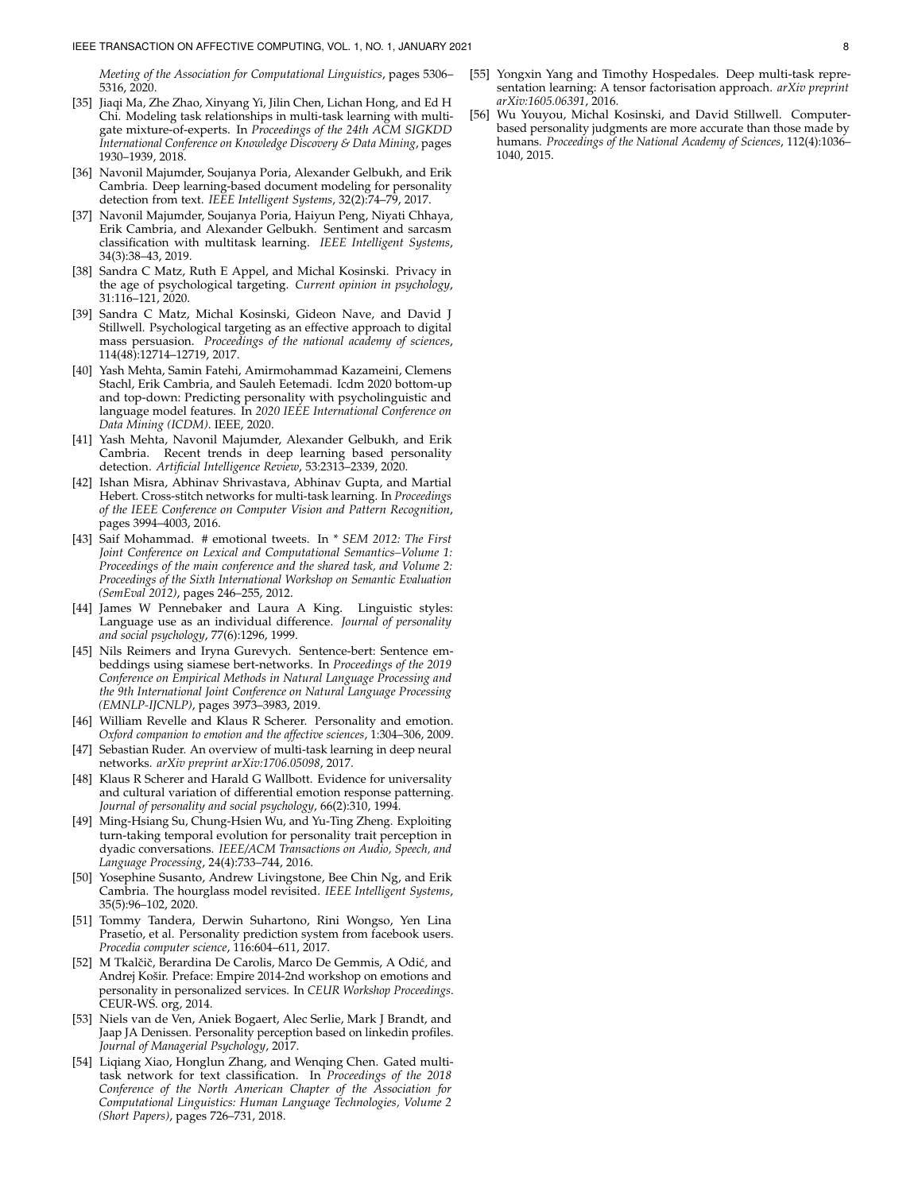Meeting of the Association for Computational Linguistics*, pages 5306–5316, 2020.

[35] Jiaqi Ma, Zhe Zhao, Xinyang Yi, Jilin Chen, Lichan Hong, and Ed H Chi. Modeling task relationships in multi-task learning with multi-gate mixture-of-experts. In *Proceedings of the 24th ACM SIGKDD International Conference on Knowledge Discovery & Data Mining*, pages 1930–1939, 2018.

[36] Navonil Majumder, Soujanya Poria, Alexander Gelbukh, and Erik Cambria. Deep learning-based document modeling for personality detection from text. *IEEE Intelligent Systems*, 32(2):74–79, 2017.

[37] Navonil Majumder, Soujanya Poria, Haiyun Peng, Niyati Chhaya, Erik Cambria, and Alexander Gelbukh. Sentiment and sarcasm classification with multitask learning. *IEEE Intelligent Systems*, 34(3):38–43, 2019.

[38] Sandra C Matz, Ruth E Appel, and Michal Kosinski. Privacy in the age of psychological targeting. *Current opinion in psychology*, 31:116–121, 2020.

[39] Sandra C Matz, Michal Kosinski, Gideon Nave, and David J Stillwell. Psychological targeting as an effective approach to digital mass persuasion. *Proceedings of the national academy of sciences*, 114(48):12714–12719, 2017.

[40] Yash Mehta, Samin Fatehi, Amirmohammad Kazameini, Clemens Stachl, Erik Cambria, and Sauleh Eetemadi. Icdm 2020 bottom-up and top-down: Predicting personality with psycholinguistic and language model features. In *2020 IEEE International Conference on Data Mining (ICDM)*. IEEE, 2020.

[41] Yash Mehta, Navonil Majumder, Alexander Gelbukh, and Erik Cambria. Recent trends in deep learning based personality detection. *Artificial Intelligence Review*, 53:2313–2339, 2020.

[42] Ishan Misra, Abhinav Shrivastava, Abhinav Gupta, and Martial Hebert. Cross-stitch networks for multi-task learning. In *Proceedings of the IEEE Conference on Computer Vision and Pattern Recognition*, pages 3994–4003, 2016.

[43] Saif Mohammad. # emotional tweets. In *\* SEM 2012: The First Joint Conference on Lexical and Computational Semantics–Volume 1: Proceedings of the main conference and the shared task, and Volume 2: Proceedings of the Sixth International Workshop on Semantic Evaluation (SemEval 2012)*, pages 246–255, 2012.

[44] James W Pennebaker and Laura A King. Linguistic styles: Language use as an individual difference. *Journal of personality and social psychology*, 77(6):1296, 1999.

[45] Nils Reimers and Iryna Gurevych. Sentence-bert: Sentence embeddings using siamese bert-networks. In *Proceedings of the 2019 Conference on Empirical Methods in Natural Language Processing and the 9th International Joint Conference on Natural Language Processing (EMNLP-IJCNLP)*, pages 3973–3983, 2019.

[46] William Revelle and Klaus R Scherer. Personality and emotion. *Oxford companion to emotion and the affective sciences*, 1:304–306, 2009.

[47] Sebastian Ruder. An overview of multi-task learning in deep neural networks. *arXiv preprint arXiv:1706.05098*, 2017.

[48] Klaus R Scherer and Harald G Wallbott. Evidence for universality and cultural variation of differential emotion response patterning. *Journal of personality and social psychology*, 66(2):310, 1994.

[49] Ming-Hsiang Su, Chung-Hsien Wu, and Yu-Ting Zheng. Exploiting turn-taking temporal evolution for personality trait perception in dyadic conversations. *IEEE/ACM Transactions on Audio, Speech, and Language Processing*, 24(4):733–744, 2016.

[50] Yosephine Susanto, Andrew Livingstone, Bee Chin Ng, and Erik Cambria. The hourglass model revisited. *IEEE Intelligent Systems*, 35(5):96–102, 2020.

[51] Tommy Tandera, Derwin Suhartono, Rini Wongso, Yen Lina Prasetio, et al. Personality prediction system from facebook users. *Procedia computer science*, 116:604–611, 2017.

[52] M Tkalčič, Berardina De Carolis, Marco De Gemmis, A Odić, and Andrej Košir. Preface: Empire 2014-2nd workshop on emotions and personality in personalized services. In *CEUR Workshop Proceedings*. CEUR-WS. org, 2014.

[53] Niels van de Ven, Aniek Bogaert, Alec Serlie, Mark J Brandt, and Jaap JA Denissen. Personality perception based on linkedin profiles. *Journal of Managerial Psychology*, 2017.

[54] Liqiang Xiao, Honglun Zhang, and Wenqing Chen. Gated multi-task network for text classification. In *Proceedings of the 2018 Conference of the North American Chapter of the Association for Computational Linguistics: Human Language Technologies, Volume 2 (Short Papers)*, pages 726–731, 2018.

[55] Yongxin Yang and Timothy Hospedales. Deep multi-task representation learning: A tensor factorisation approach. *arXiv preprint arXiv:1605.06391*, 2016.

[56] Wu Youyou, Michal Kosinski, and David Stillwell. Computer-based personality judgments are more accurate than those made by humans. *Proceedings of the National Academy of Sciences*, 112(4):1036–1040, 2015.